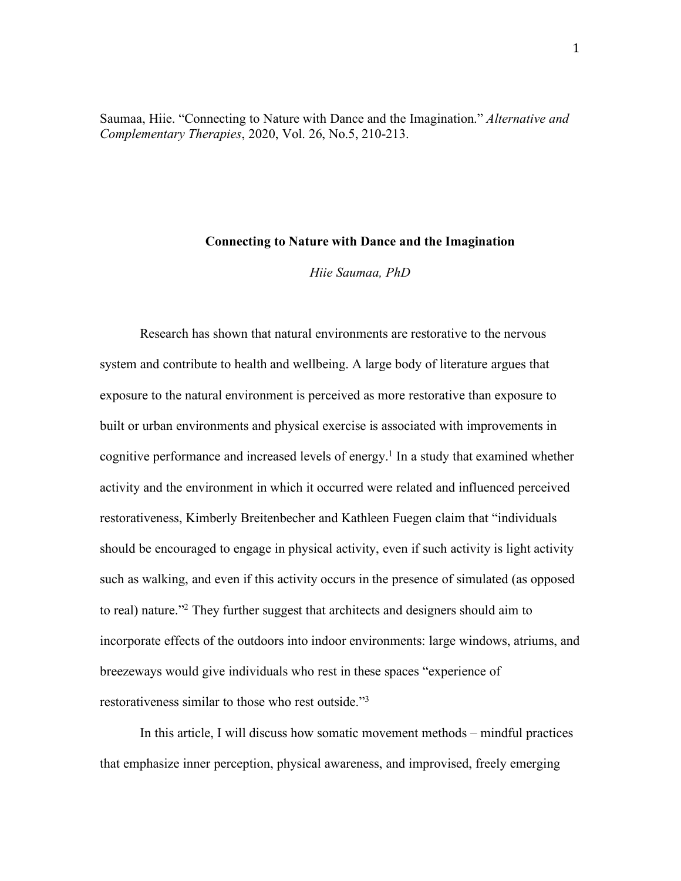Saumaa, Hiie. "Connecting to Nature with Dance and the Imagination." *Alternative and Complementary Therapies*, 2020, Vol. 26, No.5, 210-213.

# Connecting to Nature with Dance and the Imagination

*Hiie Saumaa, PhD*

Research has shown that natural environments are restorative to the nervous system and contribute to health and wellbeing. A large body of literature argues that exposure to the natural environment is perceived as more restorative than exposure to built or urban environments and physical exercise is associated with improvements in cognitive performance and increased levels of energy.[1] In a study that examined whether activity and the environment in which it occurred were related and influenced perceived restorativeness, Kimberly Breitenbecher and Kathleen Fuegen claim that "individuals should be encouraged to engage in physical activity, even if such activity is light activity such as walking, and even if this activity occurs in the presence of simulated (as opposed to real) nature."[2] They further suggest that architects and designers should aim to incorporate effects of the outdoors into indoor environments: large windows, atriums, and breezeways would give individuals who rest in these spaces "experience of restorativeness similar to those who rest outside."[3]

In this article, I will discuss how somatic movement methods – mindful practices that emphasize inner perception, physical awareness, and improvised, freely emerging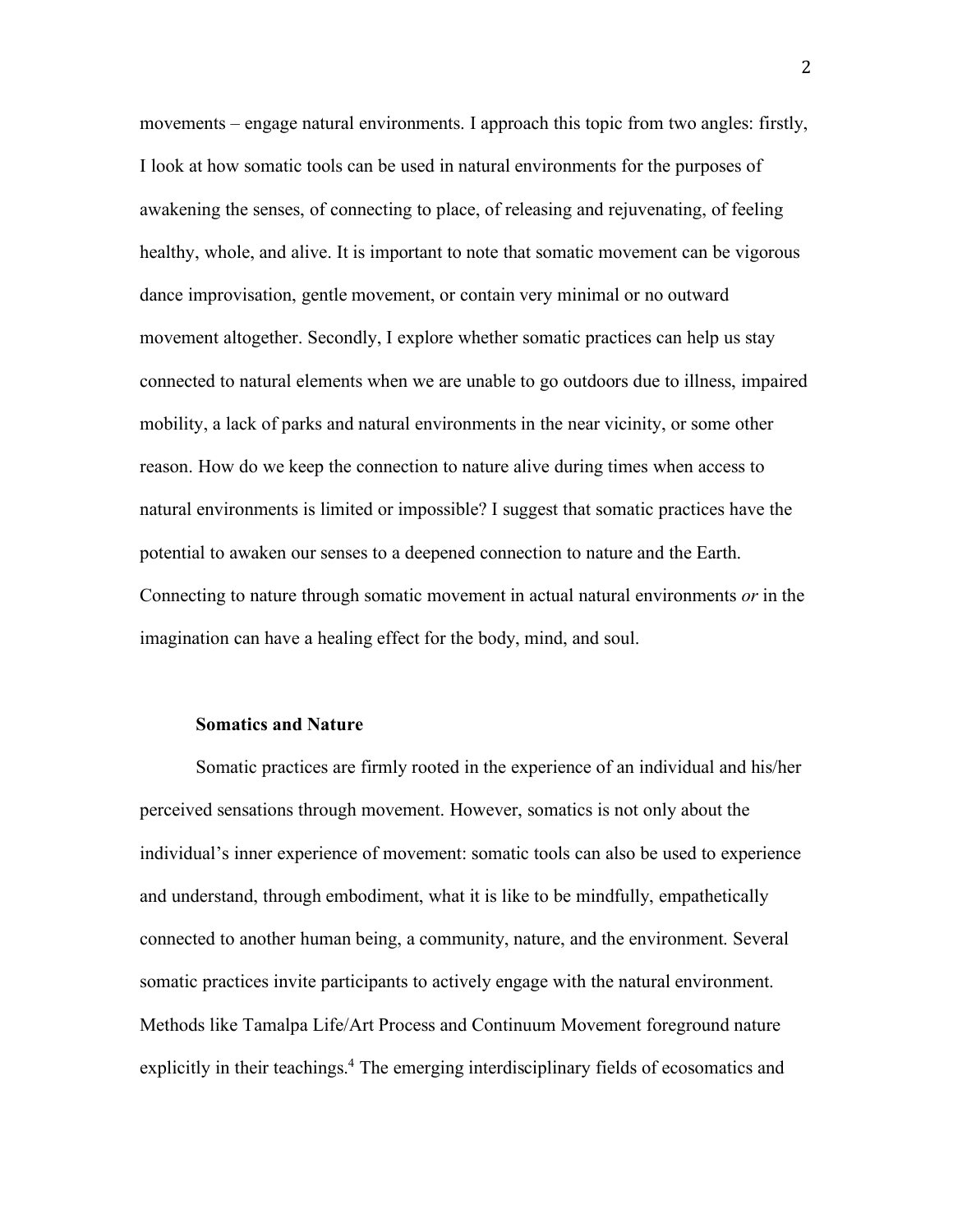movements – engage natural environments. I approach this topic from two angles: firstly, I look at how somatic tools can be used in natural environments for the purposes of awakening the senses, of connecting to place, of releasing and rejuvenating, of feeling healthy, whole, and alive. It is important to note that somatic movement can be vigorous dance improvisation, gentle movement, or contain very minimal or no outward movement altogether. Secondly, I explore whether somatic practices can help us stay connected to natural elements when we are unable to go outdoors due to illness, impaired mobility, a lack of parks and natural environments in the near vicinity, or some other reason. How do we keep the connection to nature alive during times when access to natural environments is limited or impossible? I suggest that somatic practices have the potential to awaken our senses to a deepened connection to nature and the Earth. Connecting to nature through somatic movement in actual natural environments *or* in the imagination can have a healing effect for the body, mind, and soul.

## Somatics and Nature

Somatic practices are firmly rooted in the experience of an individual and his/her perceived sensations through movement. However, somatics is not only about the individual's inner experience of movement: somatic tools can also be used to experience and understand, through embodiment, what it is like to be mindfully, empathetically connected to another human being, a community, nature, and the environment. Several somatic practices invite participants to actively engage with the natural environment. Methods like Tamalpa Life/Art Process and Continuum Movement foreground nature explicitly in their teachings.[4] The emerging interdisciplinary fields of ecosomatics and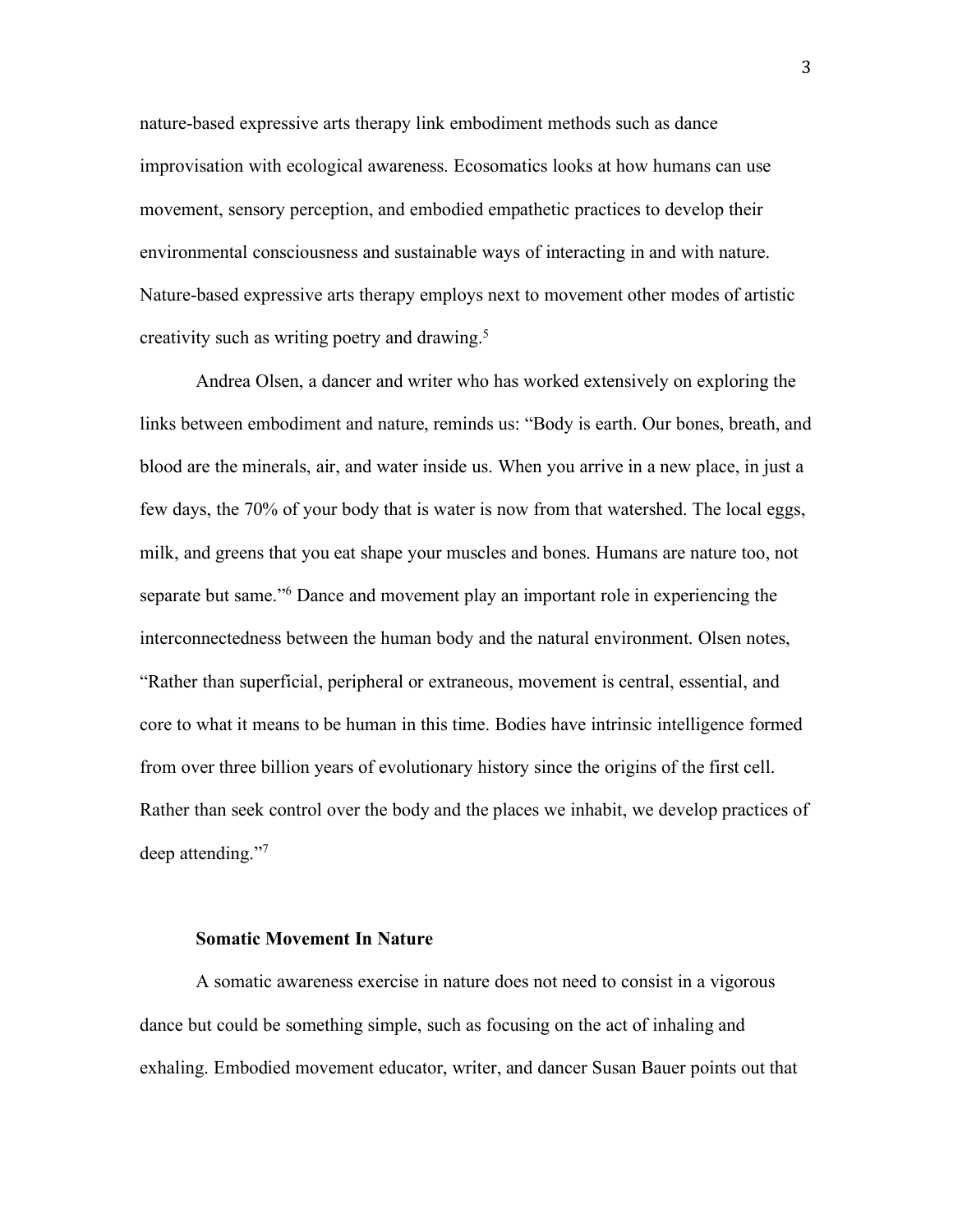nature-based expressive arts therapy link embodiment methods such as dance improvisation with ecological awareness. Ecosomatics looks at how humans can use movement, sensory perception, and embodied empathetic practices to develop their environmental consciousness and sustainable ways of interacting in and with nature. Nature-based expressive arts therapy employs next to movement other modes of artistic creativity such as writing poetry and drawing.[5]

Andrea Olsen, a dancer and writer who has worked extensively on exploring the links between embodiment and nature, reminds us: "Body is earth. Our bones, breath, and blood are the minerals, air, and water inside us. When you arrive in a new place, in just a few days, the 70% of your body that is water is now from that watershed. The local eggs, milk, and greens that you eat shape your muscles and bones. Humans are nature too, not separate but same."[6] Dance and movement play an important role in experiencing the interconnectedness between the human body and the natural environment. Olsen notes, "Rather than superficial, peripheral or extraneous, movement is central, essential, and core to what it means to be human in this time. Bodies have intrinsic intelligence formed from over three billion years of evolutionary history since the origins of the first cell. Rather than seek control over the body and the places we inhabit, we develop practices of deep attending."[7]

**Somatic Movement In Nature**

A somatic awareness exercise in nature does not need to consist in a vigorous dance but could be something simple, such as focusing on the act of inhaling and exhaling. Embodied movement educator, writer, and dancer Susan Bauer points out that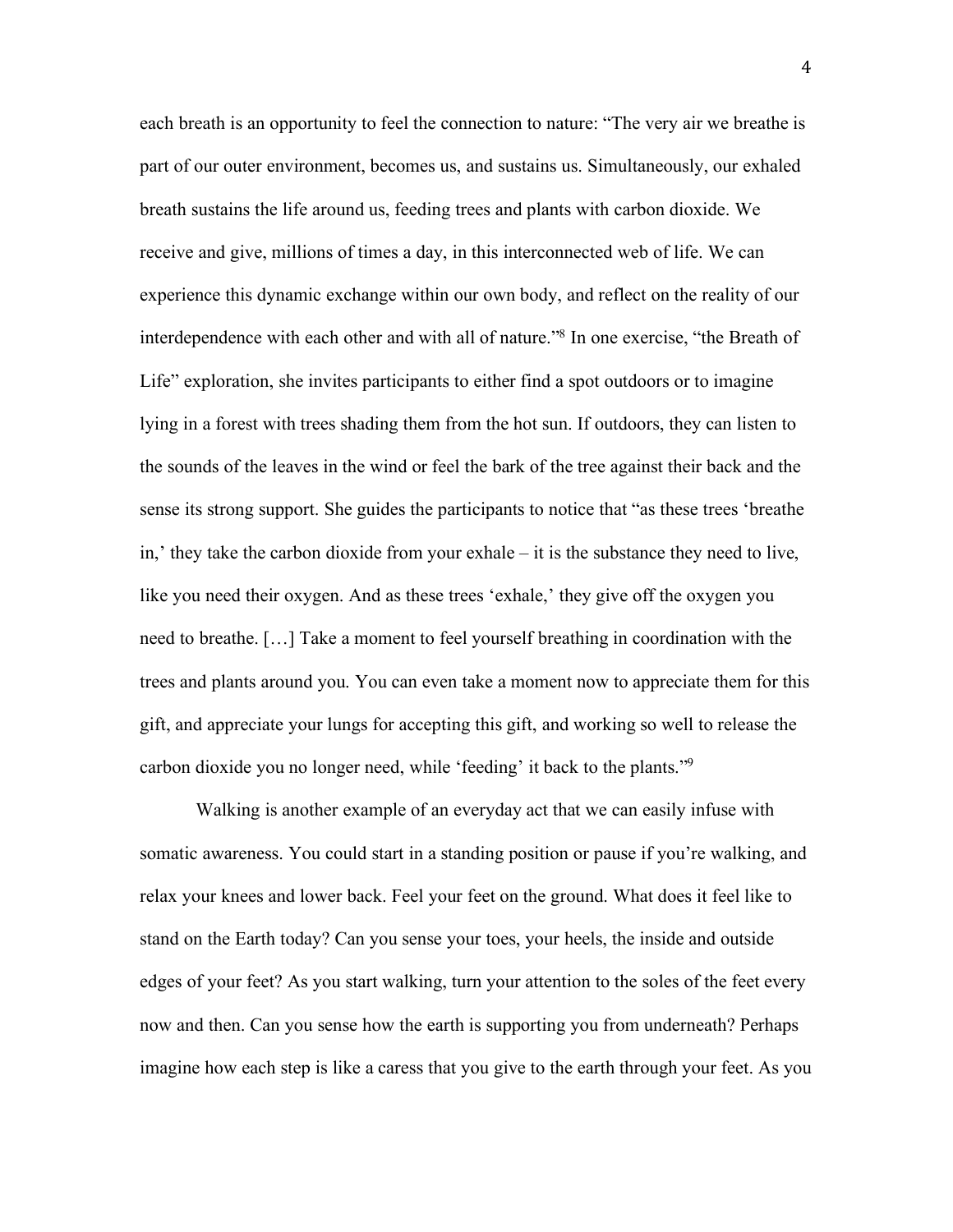each breath is an opportunity to feel the connection to nature: "The very air we breathe is part of our outer environment, becomes us, and sustains us. Simultaneously, our exhaled breath sustains the life around us, feeding trees and plants with carbon dioxide. We receive and give, millions of times a day, in this interconnected web of life. We can experience this dynamic exchange within our own body, and reflect on the reality of our interdependence with each other and with all of nature."[8] In one exercise, "the Breath of Life" exploration, she invites participants to either find a spot outdoors or to imagine lying in a forest with trees shading them from the hot sun. If outdoors, they can listen to the sounds of the leaves in the wind or feel the bark of the tree against their back and the sense its strong support. She guides the participants to notice that "as these trees 'breathe in,' they take the carbon dioxide from your exhale – it is the substance they need to live, like you need their oxygen. And as these trees 'exhale,' they give off the oxygen you need to breathe. […] Take a moment to feel yourself breathing in coordination with the trees and plants around you. You can even take a moment now to appreciate them for this gift, and appreciate your lungs for accepting this gift, and working so well to release the carbon dioxide you no longer need, while 'feeding' it back to the plants."[9]

Walking is another example of an everyday act that we can easily infuse with somatic awareness. You could start in a standing position or pause if you're walking, and relax your knees and lower back. Feel your feet on the ground. What does it feel like to stand on the Earth today? Can you sense your toes, your heels, the inside and outside edges of your feet? As you start walking, turn your attention to the soles of the feet every now and then. Can you sense how the earth is supporting you from underneath? Perhaps imagine how each step is like a caress that you give to the earth through your feet. As you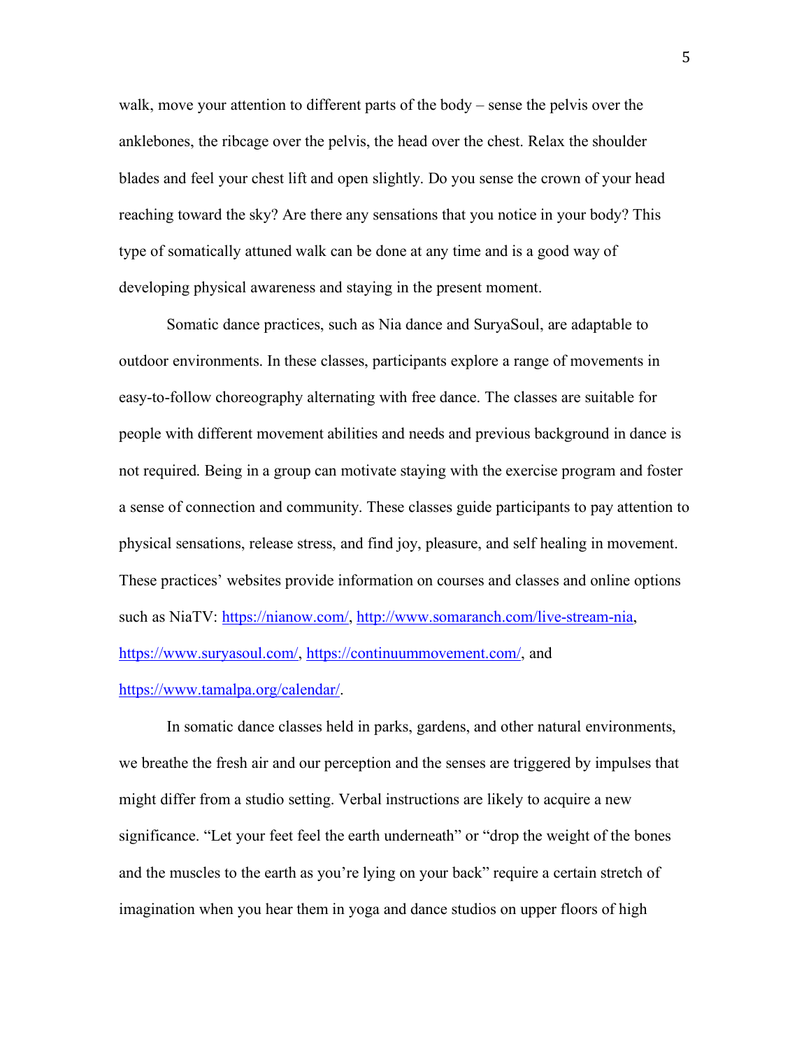walk, move your attention to different parts of the body – sense the pelvis over the anklebones, the ribcage over the pelvis, the head over the chest. Relax the shoulder blades and feel your chest lift and open slightly. Do you sense the crown of your head reaching toward the sky? Are there any sensations that you notice in your body? This type of somatically attuned walk can be done at any time and is a good way of developing physical awareness and staying in the present moment.

Somatic dance practices, such as Nia dance and SuryaSoul, are adaptable to outdoor environments. In these classes, participants explore a range of movements in easy-to-follow choreography alternating with free dance. The classes are suitable for people with different movement abilities and needs and previous background in dance is not required. Being in a group can motivate staying with the exercise program and foster a sense of connection and community. These classes guide participants to pay attention to physical sensations, release stress, and find joy, pleasure, and self healing in movement. These practices' websites provide information on courses and classes and online options such as NiaTV: https://nianow.com/, http://www.somaranch.com/live-stream-nia, https://www.suryasoul.com/, https://continuummovement.com/, and https://www.tamalpa.org/calendar/.

In somatic dance classes held in parks, gardens, and other natural environments, we breathe the fresh air and our perception and the senses are triggered by impulses that might differ from a studio setting. Verbal instructions are likely to acquire a new significance. "Let your feet feel the earth underneath" or "drop the weight of the bones and the muscles to the earth as you're lying on your back" require a certain stretch of imagination when you hear them in yoga and dance studios on upper floors of high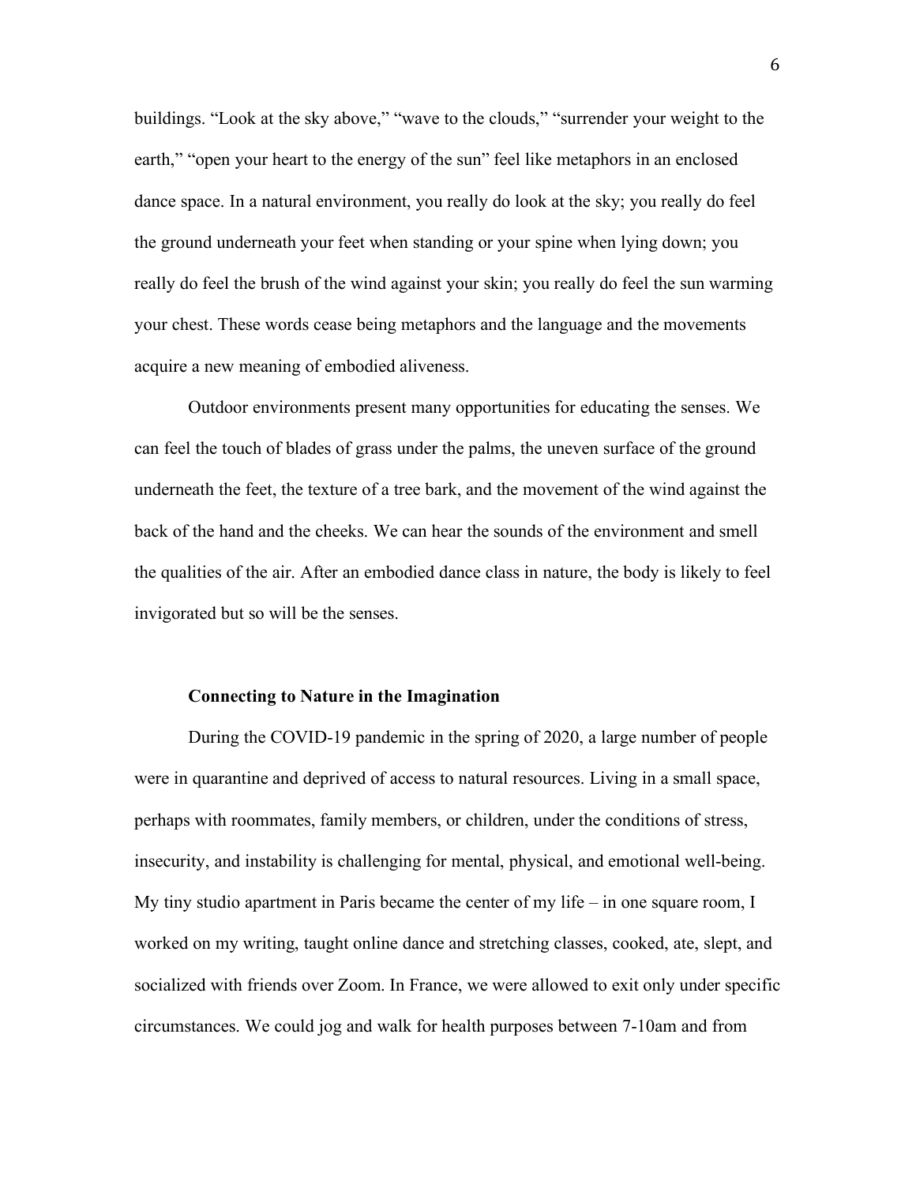buildings. "Look at the sky above," "wave to the clouds," "surrender your weight to the earth," "open your heart to the energy of the sun" feel like metaphors in an enclosed dance space. In a natural environment, you really do look at the sky; you really do feel the ground underneath your feet when standing or your spine when lying down; you really do feel the brush of the wind against your skin; you really do feel the sun warming your chest. These words cease being metaphors and the language and the movements acquire a new meaning of embodied aliveness.

Outdoor environments present many opportunities for educating the senses. We can feel the touch of blades of grass under the palms, the uneven surface of the ground underneath the feet, the texture of a tree bark, and the movement of the wind against the back of the hand and the cheeks. We can hear the sounds of the environment and smell the qualities of the air. After an embodied dance class in nature, the body is likely to feel invigorated but so will be the senses.

### Connecting to Nature in the Imagination

During the COVID-19 pandemic in the spring of 2020, a large number of people were in quarantine and deprived of access to natural resources. Living in a small space, perhaps with roommates, family members, or children, under the conditions of stress, insecurity, and instability is challenging for mental, physical, and emotional well-being. My tiny studio apartment in Paris became the center of my life – in one square room, I worked on my writing, taught online dance and stretching classes, cooked, ate, slept, and socialized with friends over Zoom. In France, we were allowed to exit only under specific circumstances. We could jog and walk for health purposes between 7-10am and from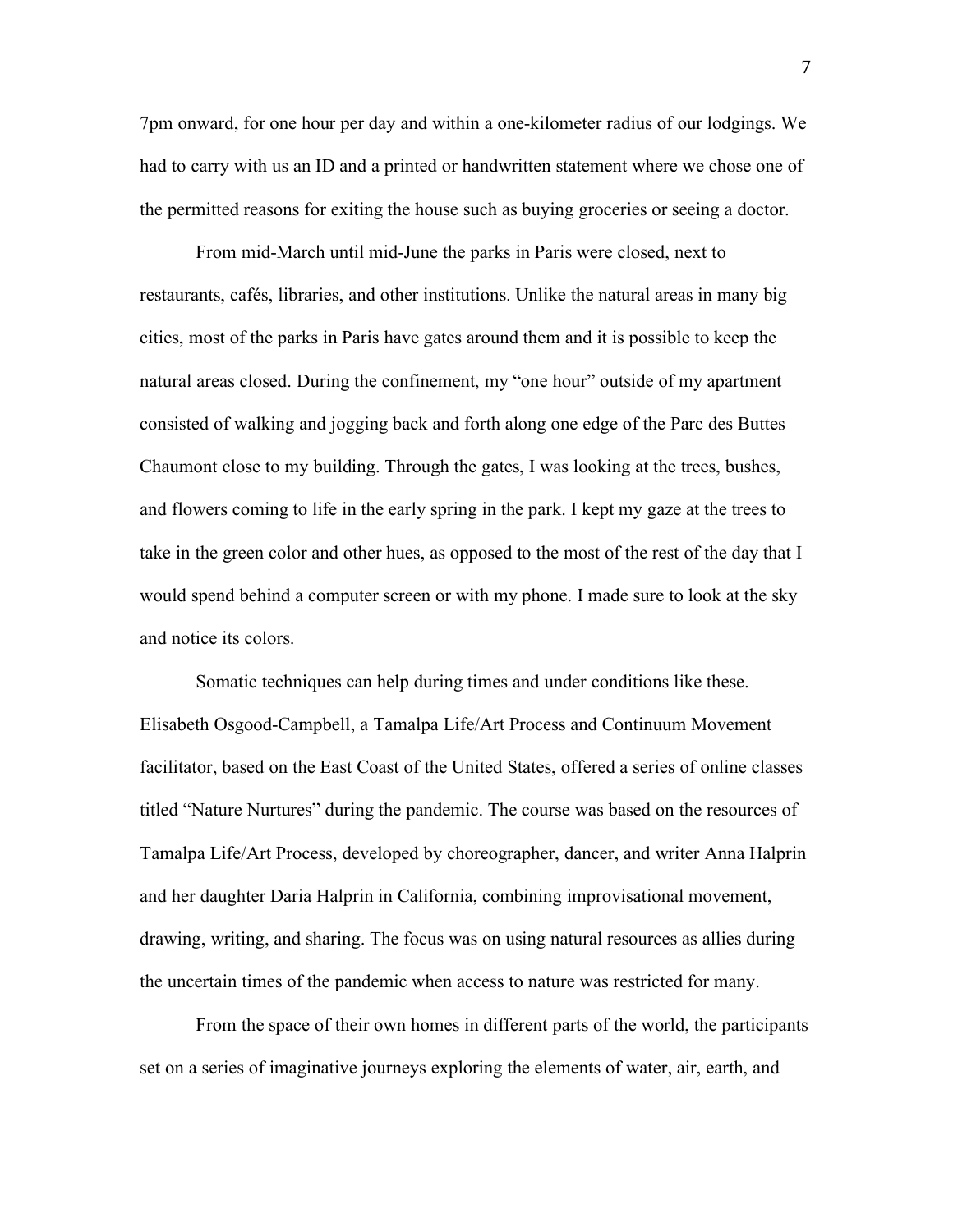7pm onward, for one hour per day and within a one-kilometer radius of our lodgings. We had to carry with us an ID and a printed or handwritten statement where we chose one of the permitted reasons for exiting the house such as buying groceries or seeing a doctor.

From mid-March until mid-June the parks in Paris were closed, next to restaurants, cafés, libraries, and other institutions. Unlike the natural areas in many big cities, most of the parks in Paris have gates around them and it is possible to keep the natural areas closed. During the confinement, my "one hour" outside of my apartment consisted of walking and jogging back and forth along one edge of the Parc des Buttes Chaumont close to my building. Through the gates, I was looking at the trees, bushes, and flowers coming to life in the early spring in the park. I kept my gaze at the trees to take in the green color and other hues, as opposed to the most of the rest of the day that I would spend behind a computer screen or with my phone. I made sure to look at the sky and notice its colors.

Somatic techniques can help during times and under conditions like these. Elisabeth Osgood-Campbell, a Tamalpa Life/Art Process and Continuum Movement facilitator, based on the East Coast of the United States, offered a series of online classes titled "Nature Nurtures" during the pandemic. The course was based on the resources of Tamalpa Life/Art Process, developed by choreographer, dancer, and writer Anna Halprin and her daughter Daria Halprin in California, combining improvisational movement, drawing, writing, and sharing. The focus was on using natural resources as allies during the uncertain times of the pandemic when access to nature was restricted for many.

From the space of their own homes in different parts of the world, the participants set on a series of imaginative journeys exploring the elements of water, air, earth, and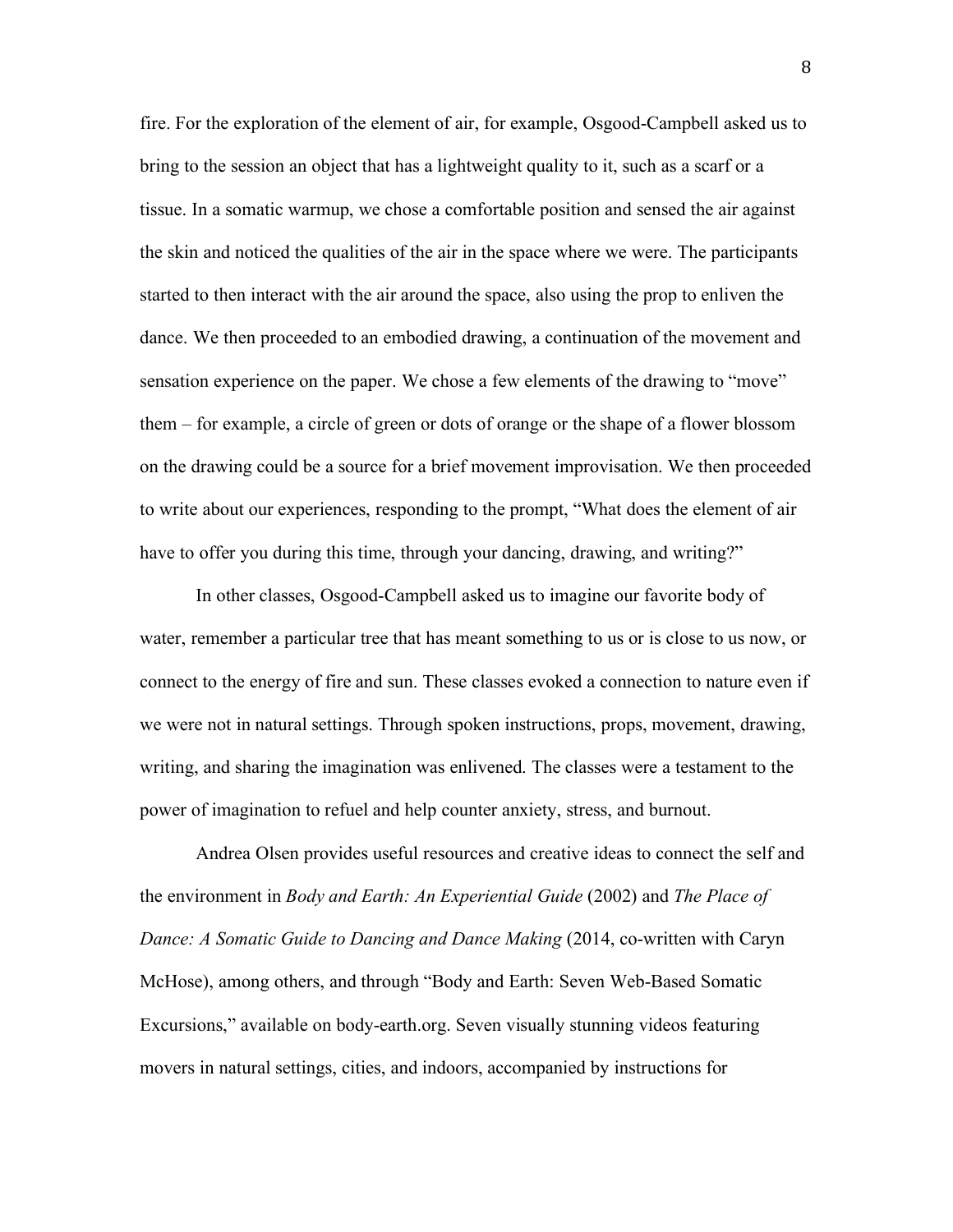fire. For the exploration of the element of air, for example, Osgood-Campbell asked us to bring to the session an object that has a lightweight quality to it, such as a scarf or a tissue. In a somatic warmup, we chose a comfortable position and sensed the air against the skin and noticed the qualities of the air in the space where we were. The participants started to then interact with the air around the space, also using the prop to enliven the dance. We then proceeded to an embodied drawing, a continuation of the movement and sensation experience on the paper. We chose a few elements of the drawing to "move" them – for example, a circle of green or dots of orange or the shape of a flower blossom on the drawing could be a source for a brief movement improvisation. We then proceeded to write about our experiences, responding to the prompt, "What does the element of air have to offer you during this time, through your dancing, drawing, and writing?"

In other classes, Osgood-Campbell asked us to imagine our favorite body of water, remember a particular tree that has meant something to us or is close to us now, or connect to the energy of fire and sun. These classes evoked a connection to nature even if we were not in natural settings. Through spoken instructions, props, movement, drawing, writing, and sharing the imagination was enlivened. The classes were a testament to the power of imagination to refuel and help counter anxiety, stress, and burnout.

Andrea Olsen provides useful resources and creative ideas to connect the self and the environment in *Body and Earth: An Experiential Guide* (2002) and *The Place of Dance: A Somatic Guide to Dancing and Dance Making* (2014, co-written with Caryn McHose), among others, and through "Body and Earth: Seven Web-Based Somatic Excursions," available on body-earth.org. Seven visually stunning videos featuring movers in natural settings, cities, and indoors, accompanied by instructions for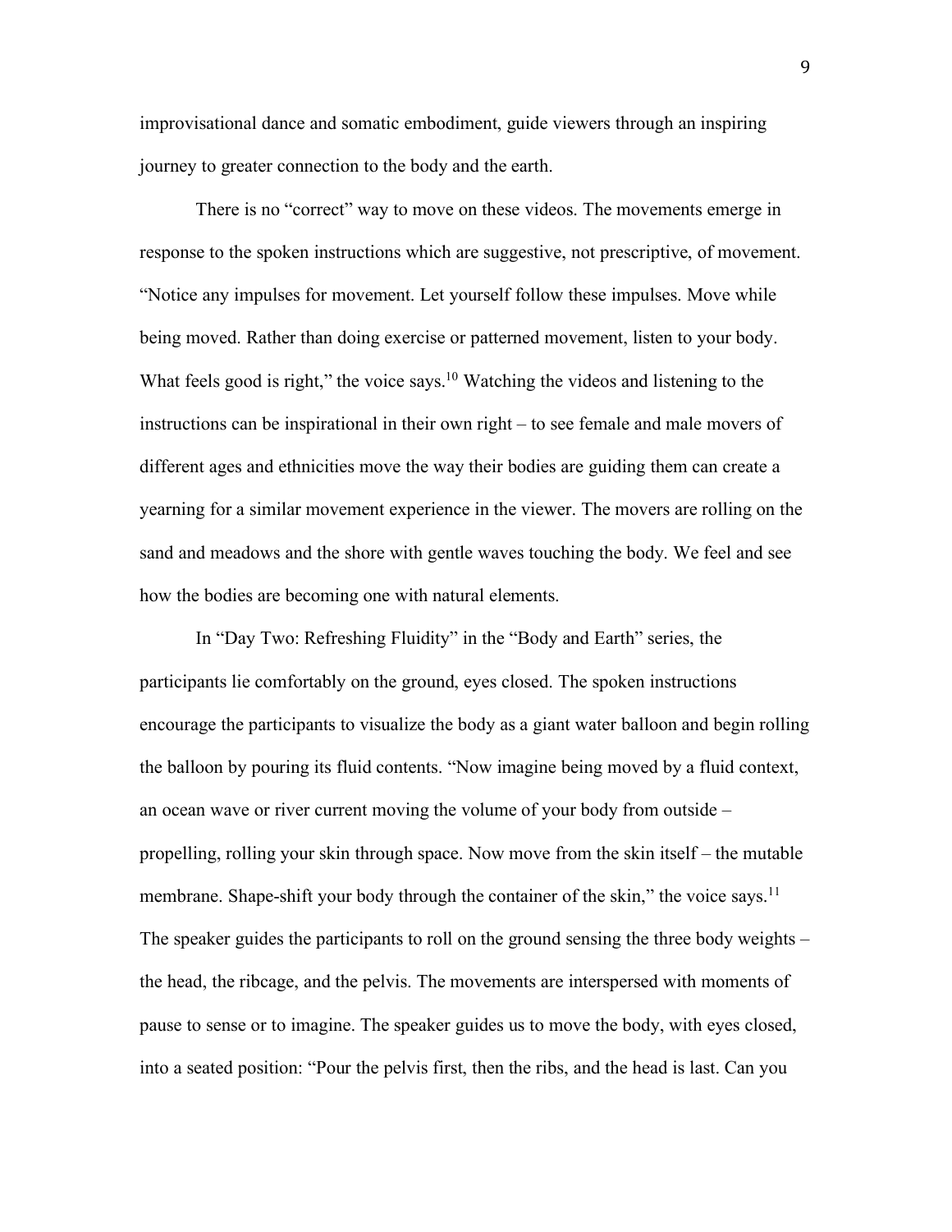improvisational dance and somatic embodiment, guide viewers through an inspiring journey to greater connection to the body and the earth.

There is no "correct" way to move on these videos. The movements emerge in response to the spoken instructions which are suggestive, not prescriptive, of movement. "Notice any impulses for movement. Let yourself follow these impulses. Move while being moved. Rather than doing exercise or patterned movement, listen to your body. What feels good is right," the voice says.[10] Watching the videos and listening to the instructions can be inspirational in their own right – to see female and male movers of different ages and ethnicities move the way their bodies are guiding them can create a yearning for a similar movement experience in the viewer. The movers are rolling on the sand and meadows and the shore with gentle waves touching the body. We feel and see how the bodies are becoming one with natural elements.

In "Day Two: Refreshing Fluidity" in the "Body and Earth" series, the participants lie comfortably on the ground, eyes closed. The spoken instructions encourage the participants to visualize the body as a giant water balloon and begin rolling the balloon by pouring its fluid contents. "Now imagine being moved by a fluid context, an ocean wave or river current moving the volume of your body from outside – propelling, rolling your skin through space. Now move from the skin itself – the mutable membrane. Shape-shift your body through the container of the skin," the voice says.[11] The speaker guides the participants to roll on the ground sensing the three body weights – the head, the ribcage, and the pelvis. The movements are interspersed with moments of pause to sense or to imagine. The speaker guides us to move the body, with eyes closed, into a seated position: "Pour the pelvis first, then the ribs, and the head is last. Can you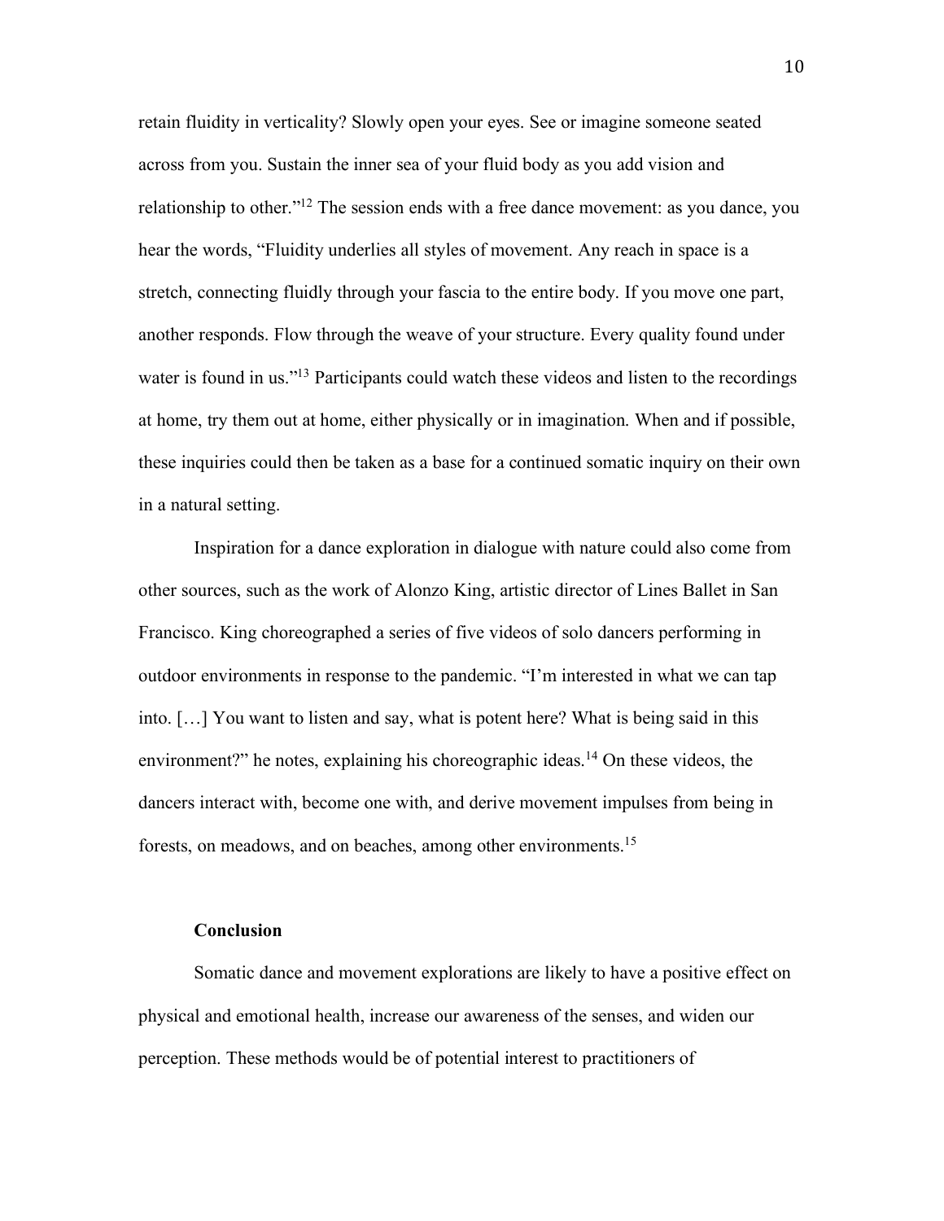retain fluidity in verticality? Slowly open your eyes. See or imagine someone seated across from you. Sustain the inner sea of your fluid body as you add vision and relationship to other."[12] The session ends with a free dance movement: as you dance, you hear the words, "Fluidity underlies all styles of movement. Any reach in space is a stretch, connecting fluidly through your fascia to the entire body. If you move one part, another responds. Flow through the weave of your structure. Every quality found under water is found in us."[13] Participants could watch these videos and listen to the recordings at home, try them out at home, either physically or in imagination. When and if possible, these inquiries could then be taken as a base for a continued somatic inquiry on their own in a natural setting.

Inspiration for a dance exploration in dialogue with nature could also come from other sources, such as the work of Alonzo King, artistic director of Lines Ballet in San Francisco. King choreographed a series of five videos of solo dancers performing in outdoor environments in response to the pandemic. "I'm interested in what we can tap into. […] You want to listen and say, what is potent here? What is being said in this environment?" he notes, explaining his choreographic ideas.[14] On these videos, the dancers interact with, become one with, and derive movement impulses from being in forests, on meadows, and on beaches, among other environments.[15]

## Conclusion

Somatic dance and movement explorations are likely to have a positive effect on physical and emotional health, increase our awareness of the senses, and widen our perception. These methods would be of potential interest to practitioners of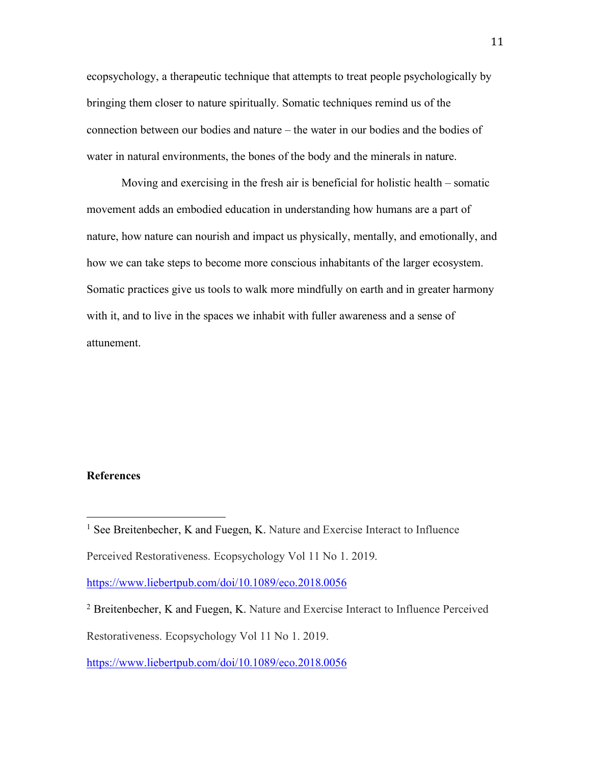ecopsychology, a therapeutic technique that attempts to treat people psychologically by bringing them closer to nature spiritually. Somatic techniques remind us of the connection between our bodies and nature – the water in our bodies and the bodies of water in natural environments, the bones of the body and the minerals in nature.

Moving and exercising in the fresh air is beneficial for holistic health – somatic movement adds an embodied education in understanding how humans are a part of nature, how nature can nourish and impact us physically, mentally, and emotionally, and how we can take steps to become more conscious inhabitants of the larger ecosystem. Somatic practices give us tools to walk more mindfully on earth and in greater harmony with it, and to live in the spaces we inhabit with fuller awareness and a sense of attunement.

**References**

---

[1] See Breitenbecher, K and Fuegen, K. Nature and Exercise Interact to Influence Perceived Restorativeness. Ecopsychology Vol 11 No 1. 2019. https://www.liebertpub.com/doi/10.1089/eco.2018.0056

[2] Breitenbecher, K and Fuegen, K. Nature and Exercise Interact to Influence Perceived Restorativeness. Ecopsychology Vol 11 No 1. 2019. https://www.liebertpub.com/doi/10.1089/eco.2018.0056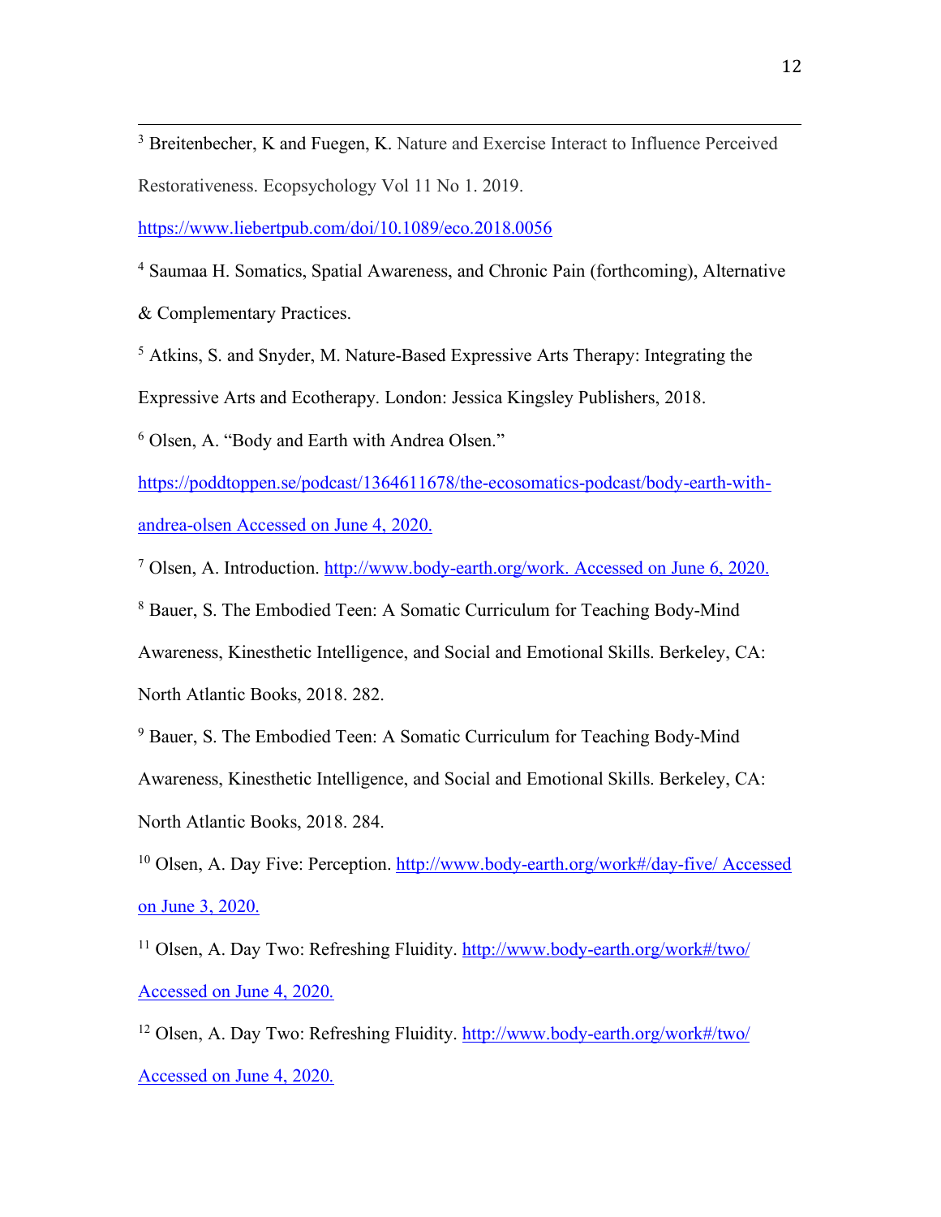---

[3] Breitenbecher, K and Fuegen, K. Nature and Exercise Interact to Influence Perceived Restorativeness. Ecopsychology Vol 11 No 1. 2019. https://www.liebertpub.com/doi/10.1089/eco.2018.0056

[4] Saumaa H. Somatics, Spatial Awareness, and Chronic Pain (forthcoming), Alternative & Complementary Practices.

[5] Atkins, S. and Snyder, M. Nature-Based Expressive Arts Therapy: Integrating the Expressive Arts and Ecotherapy. London: Jessica Kingsley Publishers, 2018.

[6] Olsen, A. "Body and Earth with Andrea Olsen." https://poddtoppen.se/podcast/1364611678/the-ecosomatics-podcast/body-earth-with-andrea-olsen Accessed on June 4, 2020.

[7] Olsen, A. Introduction. http://www.body-earth.org/work. Accessed on June 6, 2020.

[8] Bauer, S. The Embodied Teen: A Somatic Curriculum for Teaching Body-Mind Awareness, Kinesthetic Intelligence, and Social and Emotional Skills. Berkeley, CA: North Atlantic Books, 2018. 282.

[9] Bauer, S. The Embodied Teen: A Somatic Curriculum for Teaching Body-Mind Awareness, Kinesthetic Intelligence, and Social and Emotional Skills. Berkeley, CA: North Atlantic Books, 2018. 284.

[10] Olsen, A. Day Five: Perception. http://www.body-earth.org/work#/day-five/ Accessed on June 3, 2020.

[11] Olsen, A. Day Two: Refreshing Fluidity. http://www.body-earth.org/work#/two/ Accessed on June 4, 2020.

[12] Olsen, A. Day Two: Refreshing Fluidity. http://www.body-earth.org/work#/two/ Accessed on June 4, 2020.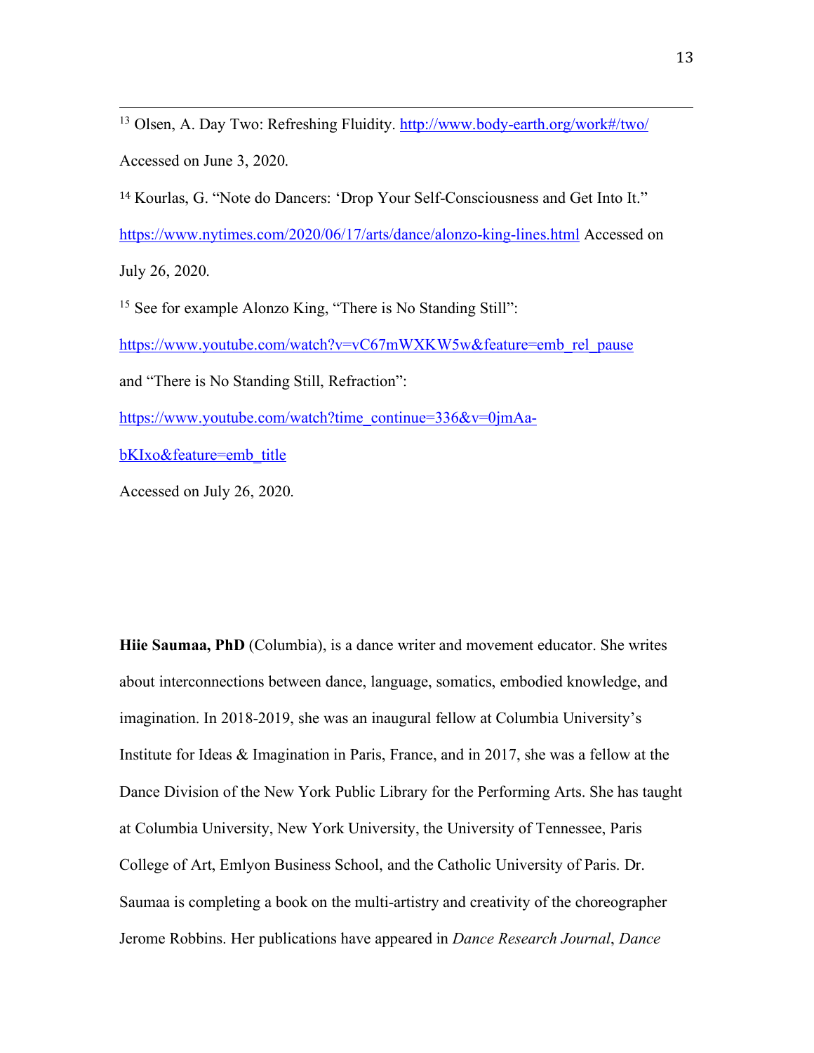[13] Olsen, A. Day Two: Refreshing Fluidity. http://www.body-earth.org/work#/two/ Accessed on June 3, 2020.

[14] Kourlas, G. "Note do Dancers: 'Drop Your Self-Consciousness and Get Into It." https://www.nytimes.com/2020/06/17/arts/dance/alonzo-king-lines.html Accessed on July 26, 2020.

[15] See for example Alonzo King, "There is No Standing Still": https://www.youtube.com/watch?v=vC67mWXKW5w&feature=emb_rel_pause and "There is No Standing Still, Refraction": https://www.youtube.com/watch?time_continue=336&v=0jmAa-bKIxo&feature=emb_title Accessed on July 26, 2020.

**Hiie Saumaa, PhD** (Columbia), is a dance writer and movement educator. She writes about interconnections between dance, language, somatics, embodied knowledge, and imagination. In 2018-2019, she was an inaugural fellow at Columbia University's Institute for Ideas & Imagination in Paris, France, and in 2017, she was a fellow at the Dance Division of the New York Public Library for the Performing Arts. She has taught at Columbia University, New York University, the University of Tennessee, Paris College of Art, Emlyon Business School, and the Catholic University of Paris. Dr. Saumaa is completing a book on the multi-artistry and creativity of the choreographer Jerome Robbins. Her publications have appeared in *Dance Research Journal*, *Dance*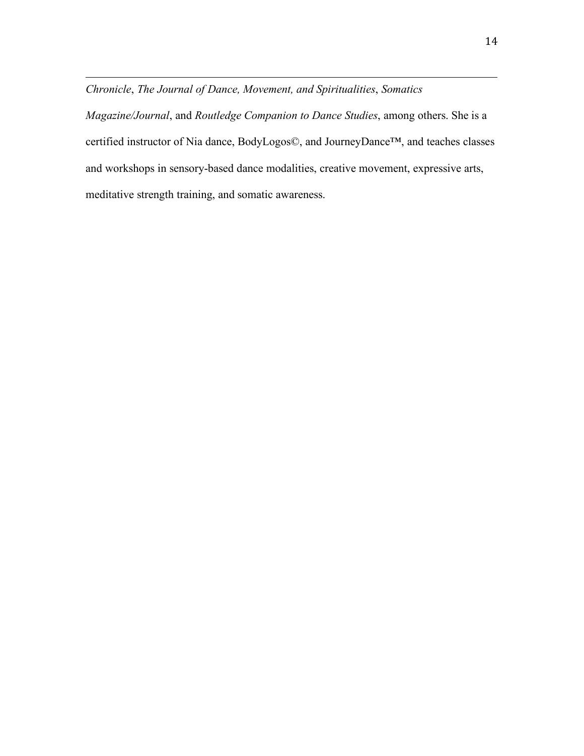*Chronicle*, *The Journal of Dance, Movement, and Spiritualities*, *Somatics Magazine/Journal*, and *Routledge Companion to Dance Studies*, among others. She is a certified instructor of Nia dance, BodyLogos©, and JourneyDance™, and teaches classes and workshops in sensory-based dance modalities, creative movement, expressive arts, meditative strength training, and somatic awareness.